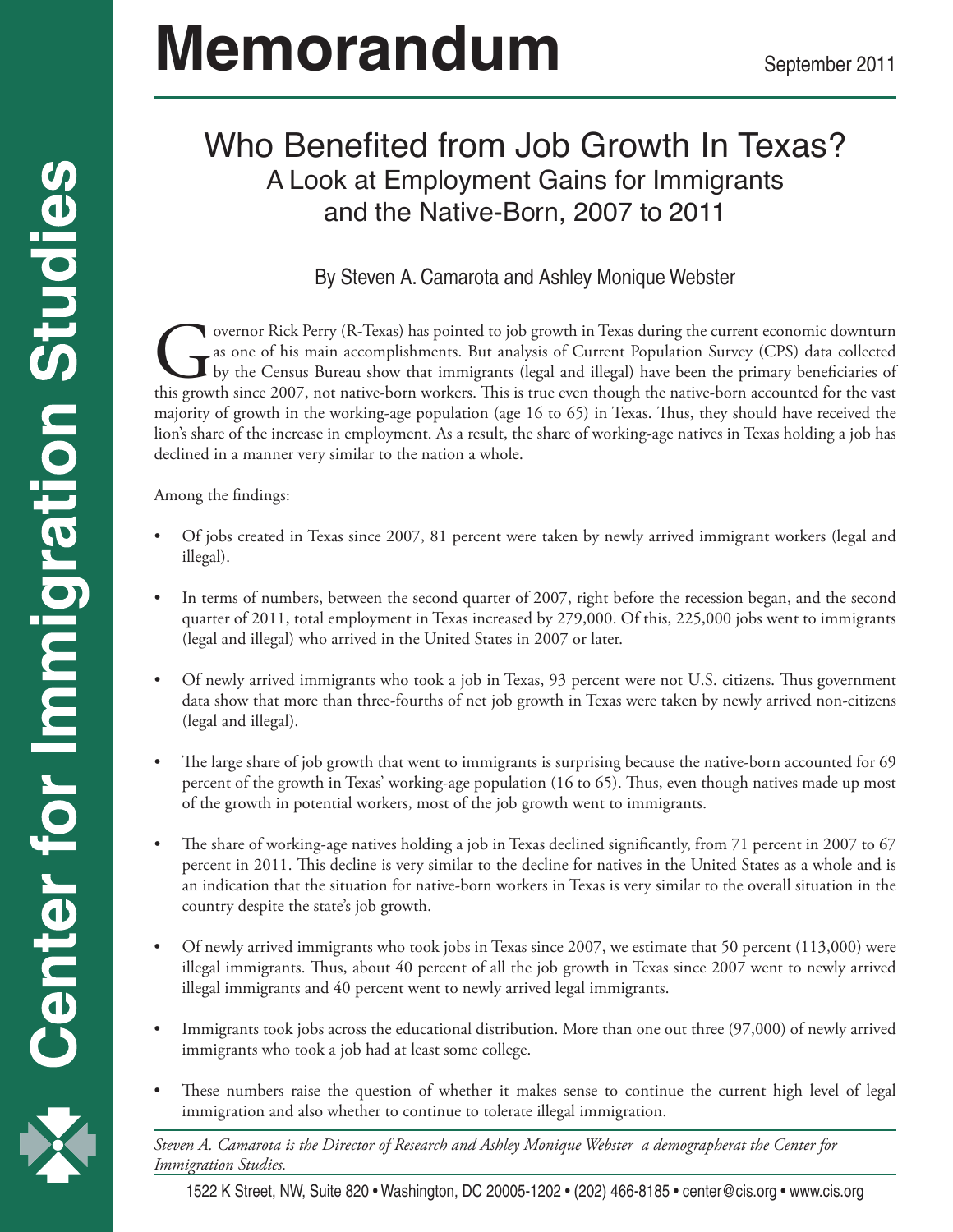# Memorandum

September 2011

## Who Benefited from Job Growth In Texas?
### A Look at Employment Gains for Immigrants and the Native-Born, 2007 to 2011

By Steven A. Camarota and Ashley Monique Webster

Governor Rick Perry (R-Texas) has pointed to job growth in Texas during the current economic downturn as one of his main accomplishments. But analysis of Current Population Survey (CPS) data collected by the Census Bureau show that immigrants (legal and illegal) have been the primary beneficiaries of this growth since 2007, not native-born workers. This is true even though the native-born accounted for the vast majority of growth in the working-age population (age 16 to 65) in Texas. Thus, they should have received the lion's share of the increase in employment. As a result, the share of working-age natives in Texas holding a job has declined in a manner very similar to the nation a whole.

Among the findings:

- Of jobs created in Texas since 2007, 81 percent were taken by newly arrived immigrant workers (legal and illegal).
- In terms of numbers, between the second quarter of 2007, right before the recession began, and the second quarter of 2011, total employment in Texas increased by 279,000. Of this, 225,000 jobs went to immigrants (legal and illegal) who arrived in the United States in 2007 or later.
- Of newly arrived immigrants who took a job in Texas, 93 percent were not U.S. citizens. Thus government data show that more than three-fourths of net job growth in Texas were taken by newly arrived non-citizens (legal and illegal).
- The large share of job growth that went to immigrants is surprising because the native-born accounted for 69 percent of the growth in Texas' working-age population (16 to 65). Thus, even though natives made up most of the growth in potential workers, most of the job growth went to immigrants.
- The share of working-age natives holding a job in Texas declined significantly, from 71 percent in 2007 to 67 percent in 2011. This decline is very similar to the decline for natives in the United States as a whole and is an indication that the situation for native-born workers in Texas is very similar to the overall situation in the country despite the state's job growth.
- Of newly arrived immigrants who took jobs in Texas since 2007, we estimate that 50 percent (113,000) were illegal immigrants. Thus, about 40 percent of all the job growth in Texas since 2007 went to newly arrived illegal immigrants and 40 percent went to newly arrived legal immigrants.
- Immigrants took jobs across the educational distribution. More than one out three (97,000) of newly arrived immigrants who took a job had at least some college.
- These numbers raise the question of whether it makes sense to continue the current high level of legal immigration and also whether to continue to tolerate illegal immigration.

*Steven A. Camarota is the Director of Research and Ashley Monique Webster a demographerat the Center for Immigration Studies.*

Center for Immigration Studies

1522 K Street, NW, Suite 820 • Washington, DC 20005-1202 • (202) 466-8185 • center@cis.org • www.cis.org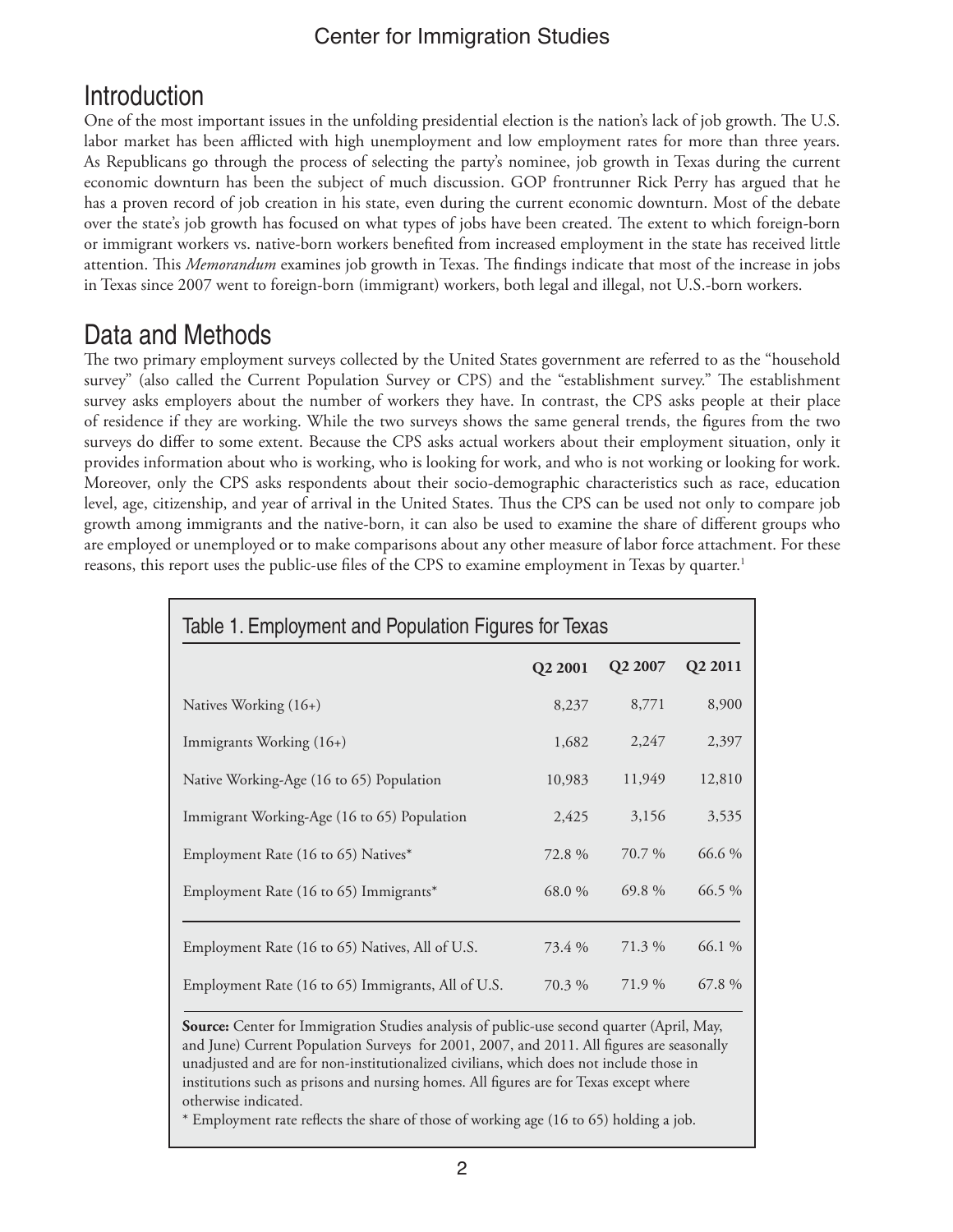## Introduction

One of the most important issues in the unfolding presidential election is the nation's lack of job growth. The U.S. labor market has been afflicted with high unemployment and low employment rates for more than three years. As Republicans go through the process of selecting the party's nominee, job growth in Texas during the current economic downturn has been the subject of much discussion. GOP frontrunner Rick Perry has argued that he has a proven record of job creation in his state, even during the current economic downturn. Most of the debate over the state's job growth has focused on what types of jobs have been created. The extent to which foreign-born or immigrant workers vs. native-born workers benefited from increased employment in the state has received little attention. This *Memorandum* examines job growth in Texas. The findings indicate that most of the increase in jobs in Texas since 2007 went to foreign-born (immigrant) workers, both legal and illegal, not U.S.-born workers.

## Data and Methods

The two primary employment surveys collected by the United States government are referred to as the "household survey" (also called the Current Population Survey or CPS) and the "establishment survey." The establishment survey asks employers about the number of workers they have. In contrast, the CPS asks people at their place of residence if they are working. While the two surveys shows the same general trends, the figures from the two surveys do differ to some extent. Because the CPS asks actual workers about their employment situation, only it provides information about who is working, who is looking for work, and who is not working or looking for work. Moreover, only the CPS asks respondents about their socio-demographic characteristics such as race, education level, age, citizenship, and year of arrival in the United States. Thus the CPS can be used not only to compare job growth among immigrants and the native-born, it can also be used to examine the share of different groups who are employed or unemployed or to make comparisons about any other measure of labor force attachment. For these reasons, this report uses the public-use files of the CPS to examine employment in Texas by quarter.[1]

Table 1. Employment and Population Figures for Texas

| | Q2 2001 | Q2 2007 | Q2 2011 |
|---|---|---|---|
| Natives Working (16+) | 8,237 | 8,771 | 8,900 |
| Immigrants Working (16+) | 1,682 | 2,247 | 2,397 |
| Native Working-Age (16 to 65) Population | 10,983 | 11,949 | 12,810 |
| Immigrant Working-Age (16 to 65) Population | 2,425 | 3,156 | 3,535 |
| Employment Rate (16 to 65) Natives* | 72.8 % | 70.7 % | 66.6 % |
| Employment Rate (16 to 65) Immigrants* | 68.0 % | 69.8 % | 66.5 % |
| Employment Rate (16 to 65) Natives, All of U.S. | 73.4 % | 71.3 % | 66.1 % |
| Employment Rate (16 to 65) Immigrants, All of U.S. | 70.3 % | 71.9 % | 67.8 % |

**Source:** Center for Immigration Studies analysis of public-use second quarter (April, May, and June) Current Population Surveys for 2001, 2007, and 2011. All figures are seasonally unadjusted and are for non-institutionalized civilians, which does not include those in institutions such as prisons and nursing homes. All figures are for Texas except where otherwise indicated.

* Employment rate reflects the share of those of working age (16 to 65) holding a job.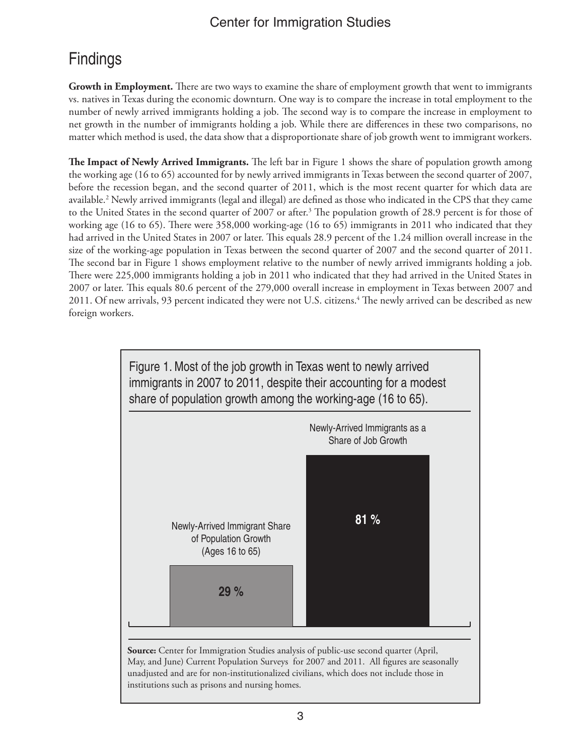## Findings

**Growth in Employment.** There are two ways to examine the share of employment growth that went to immigrants vs. natives in Texas during the economic downturn. One way is to compare the increase in total employment to the number of newly arrived immigrants holding a job. The second way is to compare the increase in employment to net growth in the number of immigrants holding a job. While there are differences in these two comparisons, no matter which method is used, the data show that a disproportionate share of job growth went to immigrant workers.

**The Impact of Newly Arrived Immigrants.** The left bar in Figure 1 shows the share of population growth among the working age (16 to 65) accounted for by newly arrived immigrants in Texas between the second quarter of 2007, before the recession began, and the second quarter of 2011, which is the most recent quarter for which data are available.[2] Newly arrived immigrants (legal and illegal) are defined as those who indicated in the CPS that they came to the United States in the second quarter of 2007 or after.[3] The population growth of 28.9 percent is for those of working age (16 to 65). There were 358,000 working-age (16 to 65) immigrants in 2011 who indicated that they had arrived in the United States in 2007 or later. This equals 28.9 percent of the 1.24 million overall increase in the size of the working-age population in Texas between the second quarter of 2007 and the second quarter of 2011. The second bar in Figure 1 shows employment relative to the number of newly arrived immigrants holding a job. There were 225,000 immigrants holding a job in 2011 who indicated that they had arrived in the United States in 2007 or later. This equals 80.6 percent of the 279,000 overall increase in employment in Texas between 2007 and 2011. Of new arrivals, 93 percent indicated they were not U.S. citizens.[4] The newly arrived can be described as new foreign workers.

Figure 1. Most of the job growth in Texas went to newly arrived immigrants in 2007 to 2011, despite their accounting for a modest share of population growth among the working-age (16 to 65).

| Measure | Share |
|---|---|
| Newly-Arrived Immigrant Share of Population Growth (Ages 16 to 65) | 29 % |
| Newly-Arrived Immigrants as a Share of Job Growth | 81 % |

**Source:** Center for Immigration Studies analysis of public-use second quarter (April, May, and June) Current Population Surveys for 2007 and 2011. All figures are seasonally unadjusted and are for non-institutionalized civilians, which does not include those in institutions such as prisons and nursing homes.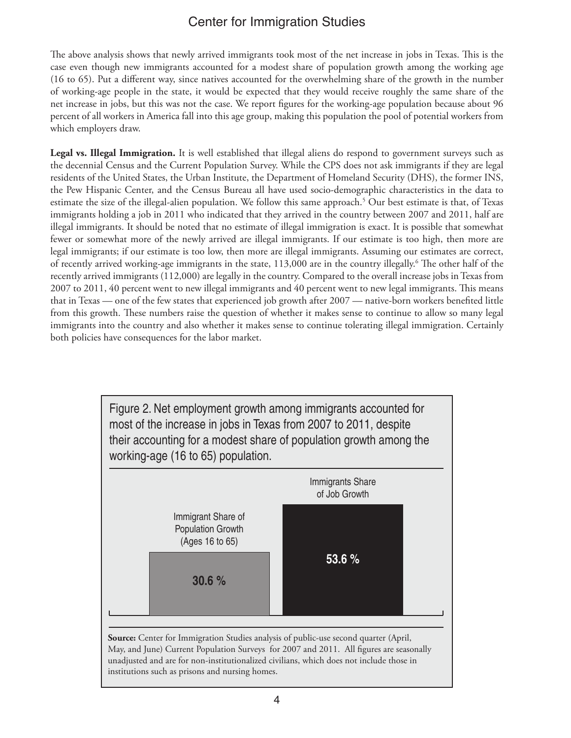The above analysis shows that newly arrived immigrants took most of the net increase in jobs in Texas. This is the case even though new immigrants accounted for a modest share of population growth among the working age (16 to 65). Put a different way, since natives accounted for the overwhelming share of the growth in the number of working-age people in the state, it would be expected that they would receive roughly the same share of the net increase in jobs, but this was not the case. We report figures for the working-age population because about 96 percent of all workers in America fall into this age group, making this population the pool of potential workers from which employers draw.

**Legal vs. Illegal Immigration.** It is well established that illegal aliens do respond to government surveys such as the decennial Census and the Current Population Survey. While the CPS does not ask immigrants if they are legal residents of the United States, the Urban Institute, the Department of Homeland Security (DHS), the former INS, the Pew Hispanic Center, and the Census Bureau all have used socio-demographic characteristics in the data to estimate the size of the illegal-alien population. We follow this same approach.[5] Our best estimate is that, of Texas immigrants holding a job in 2011 who indicated that they arrived in the country between 2007 and 2011, half are illegal immigrants. It should be noted that no estimate of illegal immigration is exact. It is possible that somewhat fewer or somewhat more of the newly arrived are illegal immigrants. If our estimate is too high, then more are legal immigrants; if our estimate is too low, then more are illegal immigrants. Assuming our estimates are correct, of recently arrived working-age immigrants in the state, 113,000 are in the country illegally.[6] The other half of the recently arrived immigrants (112,000) are legally in the country. Compared to the overall increase jobs in Texas from 2007 to 2011, 40 percent went to new illegal immigrants and 40 percent went to new legal immigrants. This means that in Texas — one of the few states that experienced job growth after 2007 — native-born workers benefited little from this growth. These numbers raise the question of whether it makes sense to continue to allow so many legal immigrants into the country and also whether it makes sense to continue tolerating illegal immigration. Certainly both policies have consequences for the labor market.

Figure 2. Net employment growth among immigrants accounted for most of the increase in jobs in Texas from 2007 to 2011, despite their accounting for a modest share of population growth among the working-age (16 to 65) population.

| Immigrant Share of Population Growth (Ages 16 to 65) | Immigrants Share of Job Growth |
|---|---|
| 30.6 % | 53.6 % |

**Source:** Center for Immigration Studies analysis of public-use second quarter (April, May, and June) Current Population Surveys for 2007 and 2011. All figures are seasonally unadjusted and are for non-institutionalized civilians, which does not include those in institutions such as prisons and nursing homes.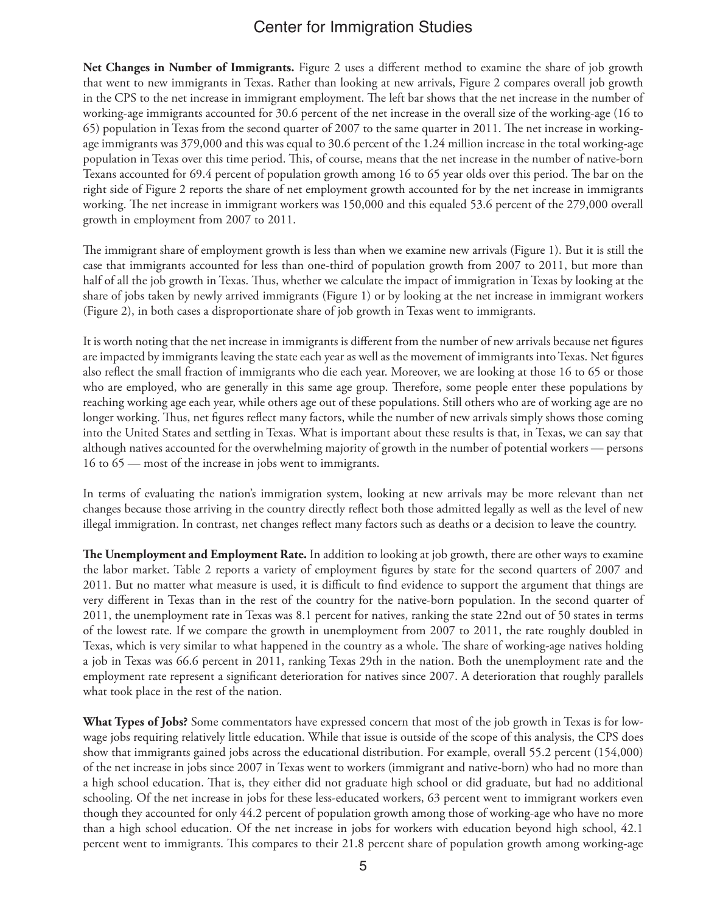**Net Changes in Number of Immigrants.** Figure 2 uses a different method to examine the share of job growth that went to new immigrants in Texas. Rather than looking at new arrivals, Figure 2 compares overall job growth in the CPS to the net increase in immigrant employment. The left bar shows that the net increase in the number of working-age immigrants accounted for 30.6 percent of the net increase in the overall size of the working-age (16 to 65) population in Texas from the second quarter of 2007 to the same quarter in 2011. The net increase in working-age immigrants was 379,000 and this was equal to 30.6 percent of the 1.24 million increase in the total working-age population in Texas over this time period. This, of course, means that the net increase in the number of native-born Texans accounted for 69.4 percent of population growth among 16 to 65 year olds over this period. The bar on the right side of Figure 2 reports the share of net employment growth accounted for by the net increase in immigrants working. The net increase in immigrant workers was 150,000 and this equaled 53.6 percent of the 279,000 overall growth in employment from 2007 to 2011.

The immigrant share of employment growth is less than when we examine new arrivals (Figure 1). But it is still the case that immigrants accounted for less than one-third of population growth from 2007 to 2011, but more than half of all the job growth in Texas. Thus, whether we calculate the impact of immigration in Texas by looking at the share of jobs taken by newly arrived immigrants (Figure 1) or by looking at the net increase in immigrant workers (Figure 2), in both cases a disproportionate share of job growth in Texas went to immigrants.

It is worth noting that the net increase in immigrants is different from the number of new arrivals because net figures are impacted by immigrants leaving the state each year as well as the movement of immigrants into Texas. Net figures also reflect the small fraction of immigrants who die each year. Moreover, we are looking at those 16 to 65 or those who are employed, who are generally in this same age group. Therefore, some people enter these populations by reaching working age each year, while others age out of these populations. Still others who are of working age are no longer working. Thus, net figures reflect many factors, while the number of new arrivals simply shows those coming into the United States and settling in Texas. What is important about these results is that, in Texas, we can say that although natives accounted for the overwhelming majority of growth in the number of potential workers — persons 16 to 65 — most of the increase in jobs went to immigrants.

In terms of evaluating the nation's immigration system, looking at new arrivals may be more relevant than net changes because those arriving in the country directly reflect both those admitted legally as well as the level of new illegal immigration. In contrast, net changes reflect many factors such as deaths or a decision to leave the country.

**The Unemployment and Employment Rate.** In addition to looking at job growth, there are other ways to examine the labor market. Table 2 reports a variety of employment figures by state for the second quarters of 2007 and 2011. But no matter what measure is used, it is difficult to find evidence to support the argument that things are very different in Texas than in the rest of the country for the native-born population. In the second quarter of 2011, the unemployment rate in Texas was 8.1 percent for natives, ranking the state 22nd out of 50 states in terms of the lowest rate. If we compare the growth in unemployment from 2007 to 2011, the rate roughly doubled in Texas, which is very similar to what happened in the country as a whole. The share of working-age natives holding a job in Texas was 66.6 percent in 2011, ranking Texas 29th in the nation. Both the unemployment rate and the employment rate represent a significant deterioration for natives since 2007. A deterioration that roughly parallels what took place in the rest of the nation.

**What Types of Jobs?** Some commentators have expressed concern that most of the job growth in Texas is for low-wage jobs requiring relatively little education. While that issue is outside of the scope of this analysis, the CPS does show that immigrants gained jobs across the educational distribution. For example, overall 55.2 percent (154,000) of the net increase in jobs since 2007 in Texas went to workers (immigrant and native-born) who had no more than a high school education. That is, they either did not graduate high school or did graduate, but had no additional schooling. Of the net increase in jobs for these less-educated workers, 63 percent went to immigrant workers even though they accounted for only 44.2 percent of population growth among those of working-age who have no more than a high school education. Of the net increase in jobs for workers with education beyond high school, 42.1 percent went to immigrants. This compares to their 21.8 percent share of population growth among working-age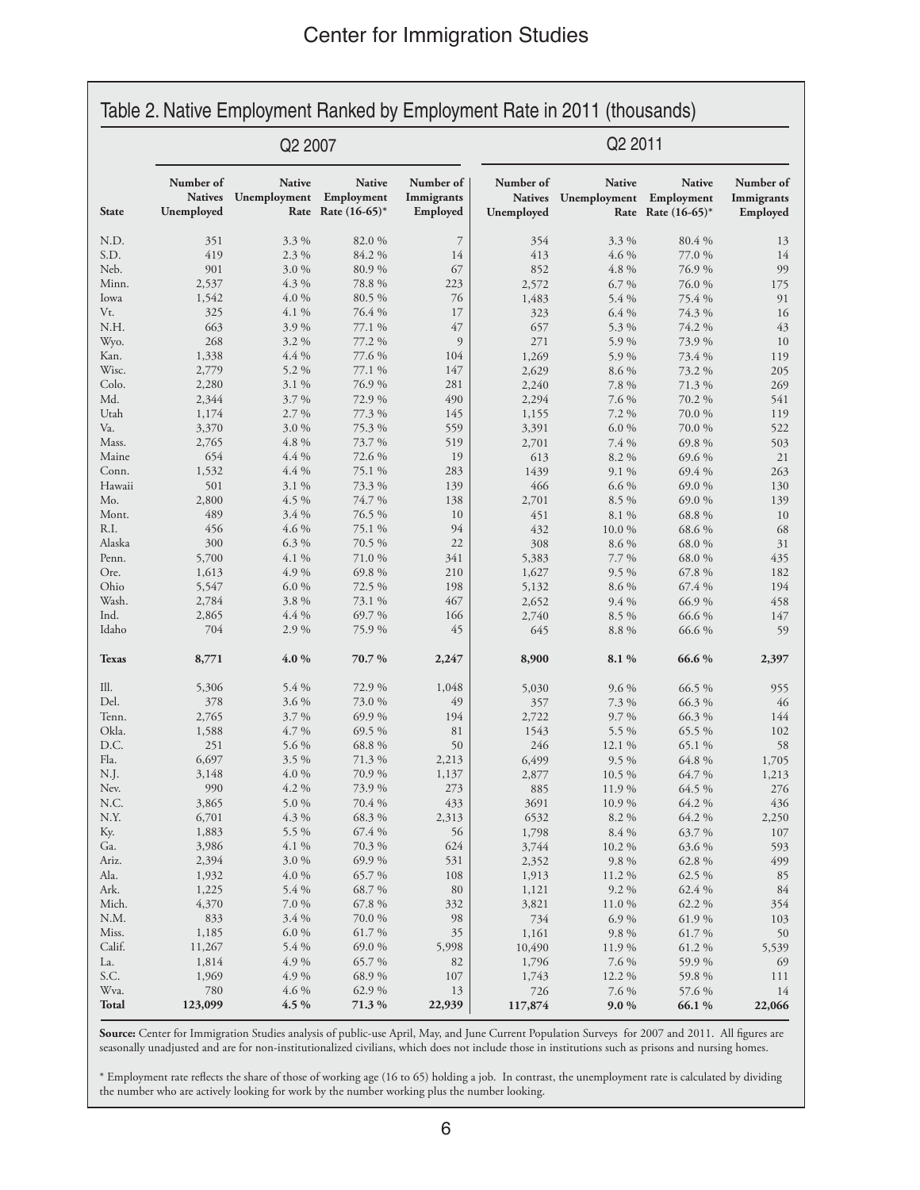## Table 2. Native Employment Ranked by Employment Rate in 2011 (thousands)

| | Q2 2007 | | | | Q2 2011 | | | |
|---|---|---|---|---|---|---|---|---|
| **State** | **Number of Natives Unemployed** | **Native Unemployment Rate** | **Native Employment Rate (16-65)*** | **Number of Immigrants Employed** | **Number of Natives Unemployed** | **Native Unemployment Rate** | **Native Employment Rate (16-65)*** | **Number of Immigrants Employed** |
| N.D. | 351 | 3.3 % | 82.0 % | 7 | 354 | 3.3 % | 80.4 % | 13 |
| S.D. | 419 | 2.3 % | 84.2 % | 14 | 413 | 4.6 % | 77.0 % | 14 |
| Neb. | 901 | 3.0 % | 80.9 % | 67 | 852 | 4.8 % | 76.9 % | 99 |
| Minn. | 2,537 | 4.3 % | 78.8 % | 223 | 2,572 | 6.7 % | 76.0 % | 175 |
| Iowa | 1,542 | 4.0 % | 80.5 % | 76 | 1,483 | 5.4 % | 75.4 % | 91 |
| Vt. | 325 | 4.1 % | 76.4 % | 17 | 323 | 6.4 % | 74.3 % | 16 |
| N.H. | 663 | 3.9 % | 77.1 % | 47 | 657 | 5.3 % | 74.2 % | 43 |
| Wyo. | 268 | 3.2 % | 77.2 % | 9 | 271 | 5.9 % | 73.9 % | 10 |
| Kan. | 1,338 | 4.4 % | 77.6 % | 104 | 1,269 | 5.9 % | 73.4 % | 119 |
| Wisc. | 2,779 | 5.2 % | 77.1 % | 147 | 2,629 | 8.6 % | 73.2 % | 205 |
| Colo. | 2,280 | 3.1 % | 76.9 % | 281 | 2,240 | 7.8 % | 71.3 % | 269 |
| Md. | 2,344 | 3.7 % | 72.9 % | 490 | 2,294 | 7.6 % | 70.2 % | 541 |
| Utah | 1,174 | 2.7 % | 77.3 % | 145 | 1,155 | 7.2 % | 70.0 % | 119 |
| Va. | 3,370 | 3.0 % | 75.3 % | 559 | 3,391 | 6.0 % | 70.0 % | 522 |
| Mass. | 2,765 | 4.8 % | 73.7 % | 519 | 2,701 | 7.4 % | 69.8 % | 503 |
| Maine | 654 | 4.4 % | 72.6 % | 19 | 613 | 8.2 % | 69.6 % | 21 |
| Conn. | 1,532 | 4.4 % | 75.1 % | 283 | 1439 | 9.1 % | 69.4 % | 263 |
| Hawaii | 501 | 3.1 % | 73.3 % | 139 | 466 | 6.6 % | 69.0 % | 130 |
| Mo. | 2,800 | 4.5 % | 74.7 % | 138 | 2,701 | 8.5 % | 69.0 % | 139 |
| Mont. | 489 | 3.4 % | 76.5 % | 10 | 451 | 8.1 % | 68.8 % | 10 |
| R.I. | 456 | 4.6 % | 75.1 % | 94 | 432 | 10.0 % | 68.6 % | 68 |
| Alaska | 300 | 6.3 % | 70.5 % | 22 | 308 | 8.6 % | 68.0 % | 31 |
| Penn. | 5,700 | 4.1 % | 71.0 % | 341 | 5,383 | 7.7 % | 68.0 % | 435 |
| Ore. | 1,613 | 4.9 % | 69.8 % | 210 | 1,627 | 9.5 % | 67.8 % | 182 |
| Ohio | 5,547 | 6.0 % | 72.5 % | 198 | 5,132 | 8.6 % | 67.4 % | 194 |
| Wash. | 2,784 | 3.8 % | 73.1 % | 467 | 2,652 | 9.4 % | 66.9 % | 458 |
| Ind. | 2,865 | 4.4 % | 69.7 % | 166 | 2,740 | 8.5 % | 66.6 % | 147 |
| Idaho | 704 | 2.9 % | 75.9 % | 45 | 645 | 8.8 % | 66.6 % | 59 |
| **Texas** | **8,771** | **4.0 %** | **70.7 %** | **2,247** | **8,900** | **8.1 %** | **66.6 %** | **2,397** |
| Ill. | 5,306 | 5.4 % | 72.9 % | 1,048 | 5,030 | 9.6 % | 66.5 % | 955 |
| Del. | 378 | 3.6 % | 73.0 % | 49 | 357 | 7.3 % | 66.3 % | 46 |
| Tenn. | 2,765 | 3.7 % | 69.9 % | 194 | 2,722 | 9.7 % | 66.3 % | 144 |
| Okla. | 1,588 | 4.7 % | 69.5 % | 81 | 1543 | 5.5 % | 65.5 % | 102 |
| D.C. | 251 | 5.6 % | 68.8 % | 50 | 246 | 12.1 % | 65.1 % | 58 |
| Fla. | 6,697 | 3.5 % | 71.3 % | 2,213 | 6,499 | 9.5 % | 64.8 % | 1,705 |
| N.J. | 3,148 | 4.0 % | 70.9 % | 1,137 | 2,877 | 10.5 % | 64.7 % | 1,213 |
| Nev. | 990 | 4.2 % | 73.9 % | 273 | 885 | 11.9 % | 64.5 % | 276 |
| N.C. | 3,865 | 5.0 % | 70.4 % | 433 | 3691 | 10.9 % | 64.2 % | 436 |
| N.Y. | 6,701 | 4.3 % | 68.3 % | 2,313 | 6532 | 8.2 % | 64.2 % | 2,250 |
| Ky. | 1,883 | 5.5 % | 67.4 % | 56 | 1,798 | 8.4 % | 63.7 % | 107 |
| Ga. | 3,986 | 4.1 % | 70.3 % | 624 | 3,744 | 10.2 % | 63.6 % | 593 |
| Ariz. | 2,394 | 3.0 % | 69.9 % | 531 | 2,352 | 9.8 % | 62.8 % | 499 |
| Ala. | 1,932 | 4.0 % | 65.7 % | 108 | 1,913 | 11.2 % | 62.5 % | 85 |
| Ark. | 1,225 | 5.4 % | 68.7 % | 80 | 1,121 | 9.2 % | 62.4 % | 84 |
| Mich. | 4,370 | 7.0 % | 67.8 % | 332 | 3,821 | 11.0 % | 62.2 % | 354 |
| N.M. | 833 | 3.4 % | 70.0 % | 98 | 734 | 6.9 % | 61.9 % | 103 |
| Miss. | 1,185 | 6.0 % | 61.7 % | 35 | 1,161 | 9.8 % | 61.7 % | 50 |
| Calif. | 11,267 | 5.4 % | 69.0 % | 5,998 | 10,490 | 11.9 % | 61.2 % | 5,539 |
| La. | 1,814 | 4.9 % | 65.7 % | 82 | 1,796 | 7.6 % | 59.9 % | 69 |
| S.C. | 1,969 | 4.9 % | 68.9 % | 107 | 1,743 | 12.2 % | 59.8 % | 111 |
| Wva. | 780 | 4.6 % | 62.9 % | 13 | 726 | 7.6 % | 57.6 % | 14 |
| **Total** | **123,099** | **4.5 %** | **71.3 %** | **22,939** | **117,874** | **9.0 %** | **66.1 %** | **22,066** |

**Source:** Center for Immigration Studies analysis of public-use April, May, and June Current Population Surveys for 2007 and 2011. All figures are seasonally unadjusted and are for non-institutionalized civilians, which does not include those in institutions such as prisons and nursing homes.

* Employment rate reflects the share of those of working age (16 to 65) holding a job. In contrast, the unemployment rate is calculated by dividing the number who are actively looking for work by the number working plus the number looking.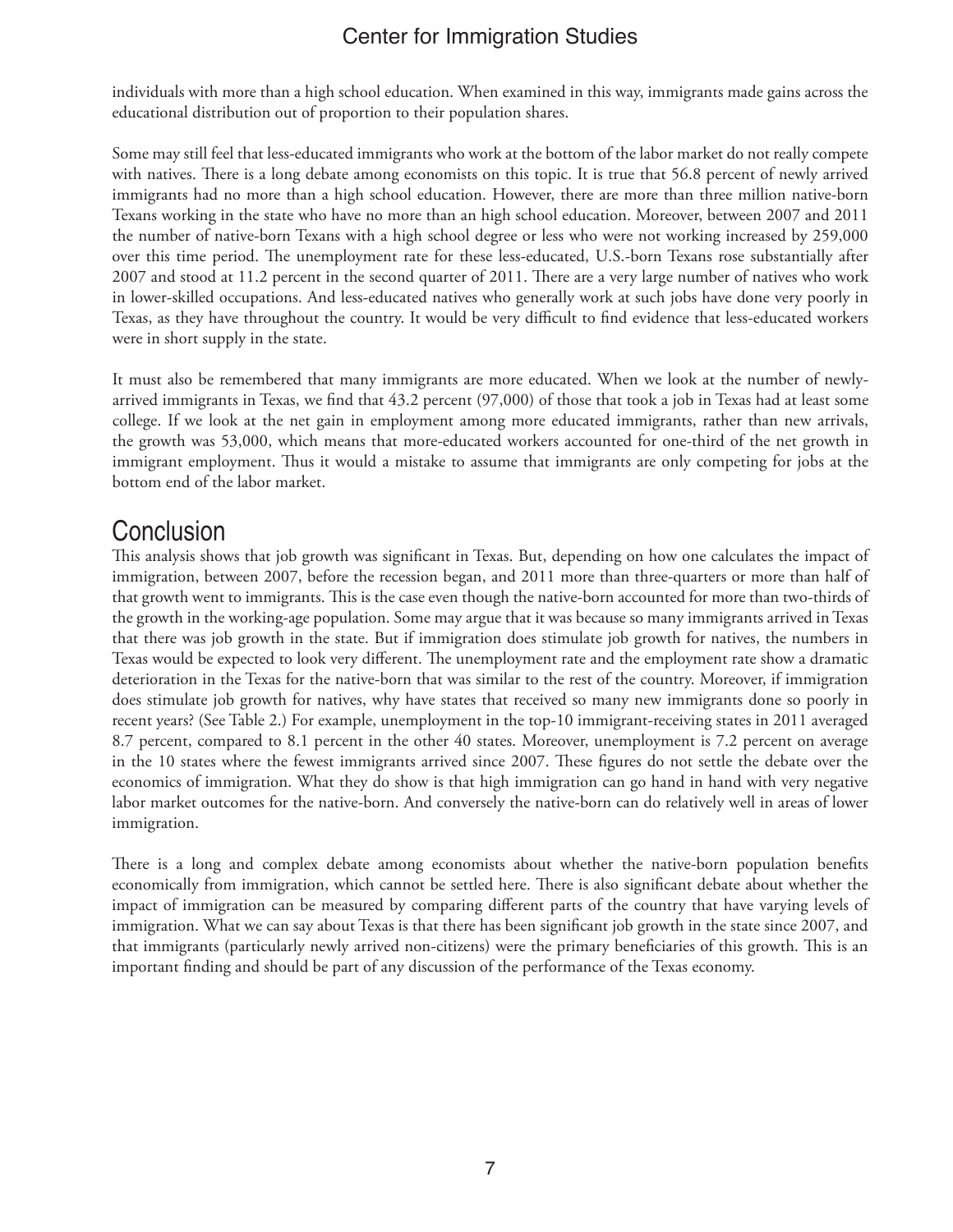individuals with more than a high school education. When examined in this way, immigrants made gains across the educational distribution out of proportion to their population shares.

Some may still feel that less-educated immigrants who work at the bottom of the labor market do not really compete with natives. There is a long debate among economists on this topic. It is true that 56.8 percent of newly arrived immigrants had no more than a high school education. However, there are more than three million native-born Texans working in the state who have no more than an high school education. Moreover, between 2007 and 2011 the number of native-born Texans with a high school degree or less who were not working increased by 259,000 over this time period. The unemployment rate for these less-educated, U.S.-born Texans rose substantially after 2007 and stood at 11.2 percent in the second quarter of 2011. There are a very large number of natives who work in lower-skilled occupations. And less-educated natives who generally work at such jobs have done very poorly in Texas, as they have throughout the country. It would be very difficult to find evidence that less-educated workers were in short supply in the state.

It must also be remembered that many immigrants are more educated. When we look at the number of newly-arrived immigrants in Texas, we find that 43.2 percent (97,000) of those that took a job in Texas had at least some college. If we look at the net gain in employment among more educated immigrants, rather than new arrivals, the growth was 53,000, which means that more-educated workers accounted for one-third of the net growth in immigrant employment. Thus it would a mistake to assume that immigrants are only competing for jobs at the bottom end of the labor market.

## Conclusion

This analysis shows that job growth was significant in Texas. But, depending on how one calculates the impact of immigration, between 2007, before the recession began, and 2011 more than three-quarters or more than half of that growth went to immigrants. This is the case even though the native-born accounted for more than two-thirds of the growth in the working-age population. Some may argue that it was because so many immigrants arrived in Texas that there was job growth in the state. But if immigration does stimulate job growth for natives, the numbers in Texas would be expected to look very different. The unemployment rate and the employment rate show a dramatic deterioration in the Texas for the native-born that was similar to the rest of the country. Moreover, if immigration does stimulate job growth for natives, why have states that received so many new immigrants done so poorly in recent years? (See Table 2.) For example, unemployment in the top-10 immigrant-receiving states in 2011 averaged 8.7 percent, compared to 8.1 percent in the other 40 states. Moreover, unemployment is 7.2 percent on average in the 10 states where the fewest immigrants arrived since 2007. These figures do not settle the debate over the economics of immigration. What they do show is that high immigration can go hand in hand with very negative labor market outcomes for the native-born. And conversely the native-born can do relatively well in areas of lower immigration.

There is a long and complex debate among economists about whether the native-born population benefits economically from immigration, which cannot be settled here. There is also significant debate about whether the impact of immigration can be measured by comparing different parts of the country that have varying levels of immigration. What we can say about Texas is that there has been significant job growth in the state since 2007, and that immigrants (particularly newly arrived non-citizens) were the primary beneficiaries of this growth. This is an important finding and should be part of any discussion of the performance of the Texas economy.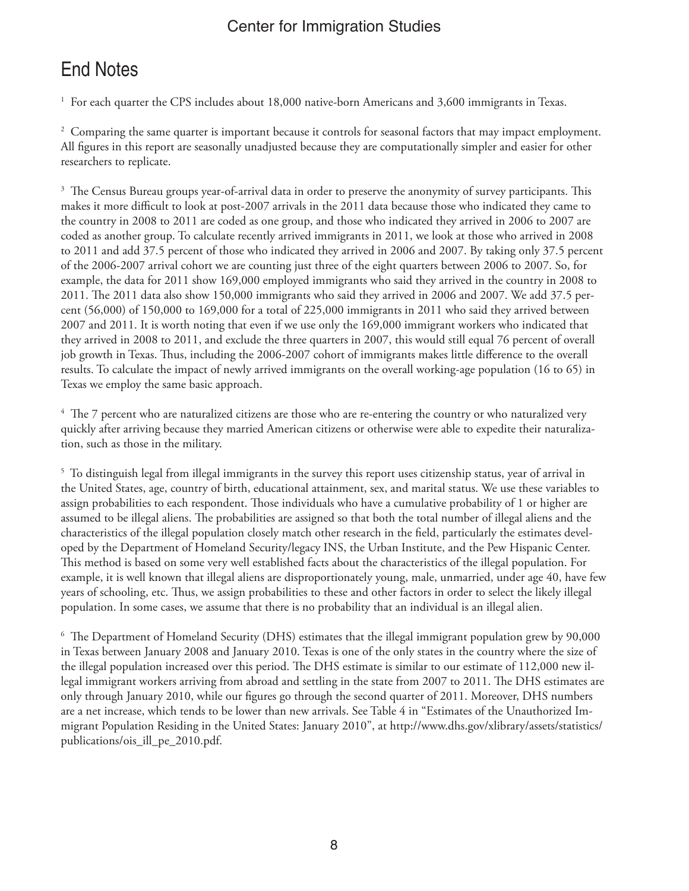# End Notes

[1] For each quarter the CPS includes about 18,000 native-born Americans and 3,600 immigrants in Texas.

[2] Comparing the same quarter is important because it controls for seasonal factors that may impact employment. All figures in this report are seasonally unadjusted because they are computationally simpler and easier for other researchers to replicate.

[3] The Census Bureau groups year-of-arrival data in order to preserve the anonymity of survey participants. This makes it more difficult to look at post-2007 arrivals in the 2011 data because those who indicated they came to the country in 2008 to 2011 are coded as one group, and those who indicated they arrived in 2006 to 2007 are coded as another group. To calculate recently arrived immigrants in 2011, we look at those who arrived in 2008 to 2011 and add 37.5 percent of those who indicated they arrived in 2006 and 2007. By taking only 37.5 percent of the 2006-2007 arrival cohort we are counting just three of the eight quarters between 2006 to 2007. So, for example, the data for 2011 show 169,000 employed immigrants who said they arrived in the country in 2008 to 2011. The 2011 data also show 150,000 immigrants who said they arrived in 2006 and 2007. We add 37.5 percent (56,000) of 150,000 to 169,000 for a total of 225,000 immigrants in 2011 who said they arrived between 2007 and 2011. It is worth noting that even if we use only the 169,000 immigrant workers who indicated that they arrived in 2008 to 2011, and exclude the three quarters in 2007, this would still equal 76 percent of overall job growth in Texas. Thus, including the 2006-2007 cohort of immigrants makes little difference to the overall results. To calculate the impact of newly arrived immigrants on the overall working-age population (16 to 65) in Texas we employ the same basic approach.

[4] The 7 percent who are naturalized citizens are those who are re-entering the country or who naturalized very quickly after arriving because they married American citizens or otherwise were able to expedite their naturalization, such as those in the military.

[5] To distinguish legal from illegal immigrants in the survey this report uses citizenship status, year of arrival in the United States, age, country of birth, educational attainment, sex, and marital status. We use these variables to assign probabilities to each respondent. Those individuals who have a cumulative probability of 1 or higher are assumed to be illegal aliens. The probabilities are assigned so that both the total number of illegal aliens and the characteristics of the illegal population closely match other research in the field, particularly the estimates developed by the Department of Homeland Security/legacy INS, the Urban Institute, and the Pew Hispanic Center. This method is based on some very well established facts about the characteristics of the illegal population. For example, it is well known that illegal aliens are disproportionately young, male, unmarried, under age 40, have few years of schooling, etc. Thus, we assign probabilities to these and other factors in order to select the likely illegal population. In some cases, we assume that there is no probability that an individual is an illegal alien.

[6] The Department of Homeland Security (DHS) estimates that the illegal immigrant population grew by 90,000 in Texas between January 2008 and January 2010. Texas is one of the only states in the country where the size of the illegal population increased over this period. The DHS estimate is similar to our estimate of 112,000 new illegal immigrant workers arriving from abroad and settling in the state from 2007 to 2011. The DHS estimates are only through January 2010, while our figures go through the second quarter of 2011. Moreover, DHS numbers are a net increase, which tends to be lower than new arrivals. See Table 4 in "Estimates of the Unauthorized Immigrant Population Residing in the United States: January 2010", at http://www.dhs.gov/xlibrary/assets/statistics/publications/ois_ill_pe_2010.pdf.